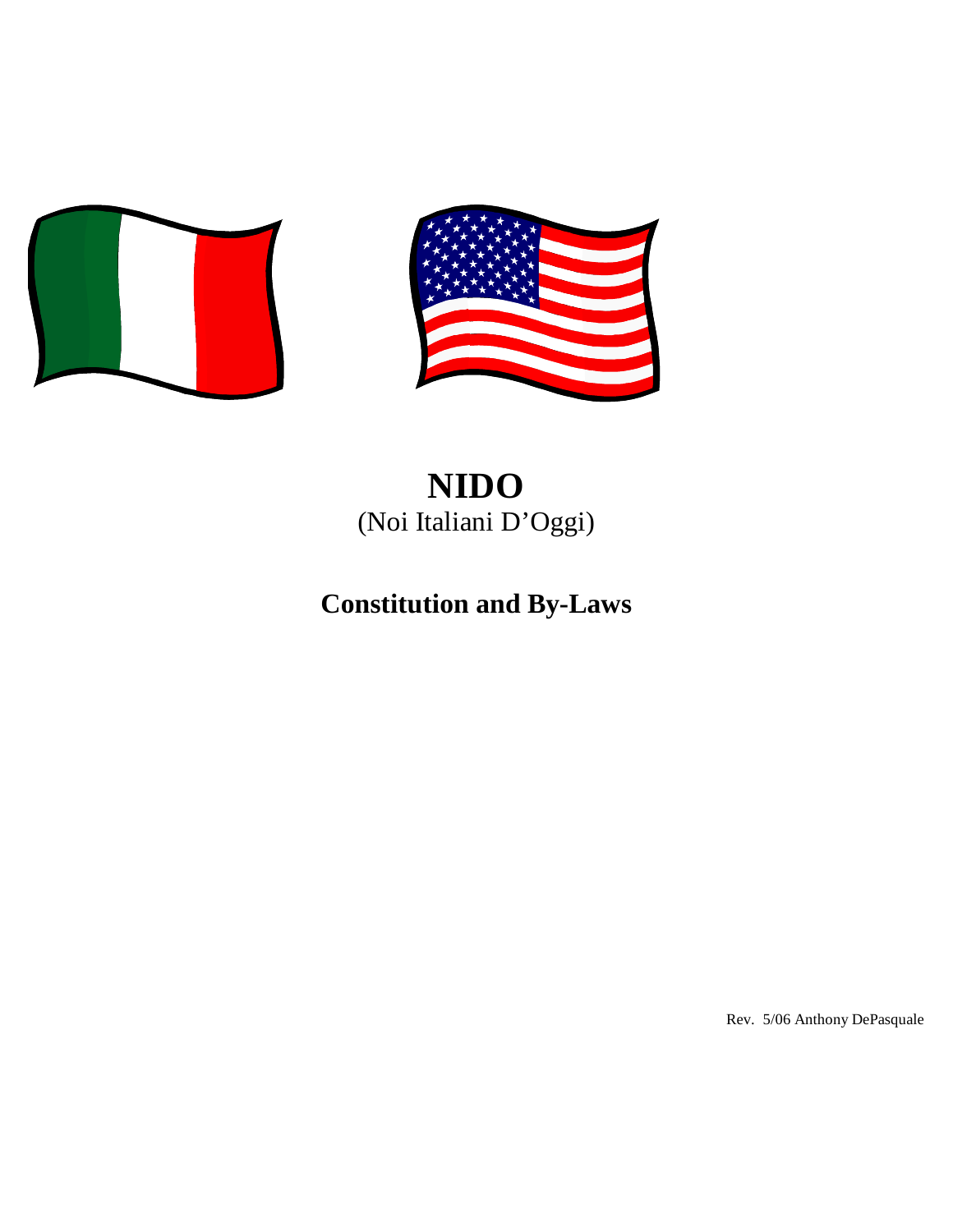# NIDO

(Noi Italiani D'Oggi)

## Constitution and By-Laws

Rev. 5/06 Anthony DePasquale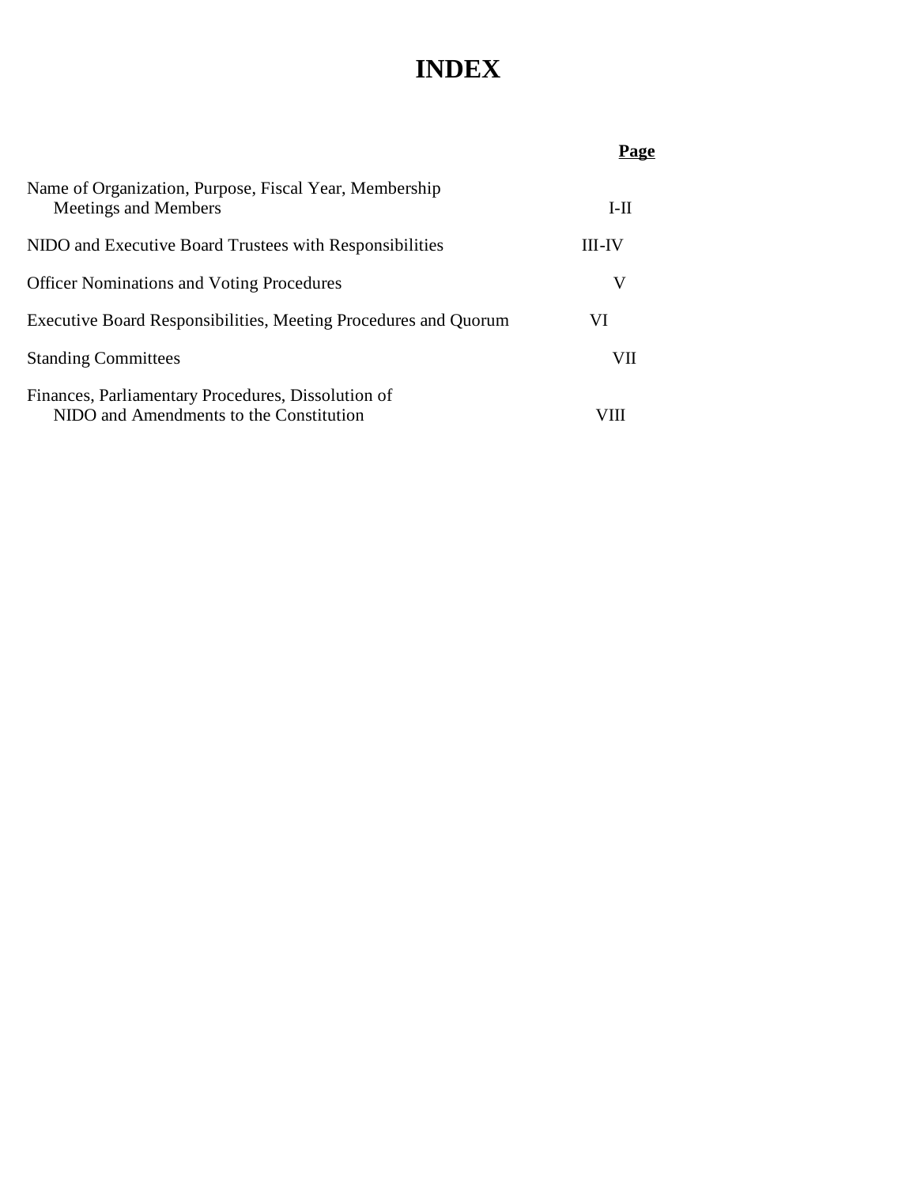# INDEX

| | Page |
|---|---|
| Name of Organization, Purpose, Fiscal Year, Membership Meetings and Members | I-II |
| NIDO and Executive Board Trustees with Responsibilities | III-IV |
| Officer Nominations and Voting Procedures | V |
| Executive Board Responsibilities, Meeting Procedures and Quorum | VI |
| Standing Committees | VII |
| Finances, Parliamentary Procedures, Dissolution of NIDO and Amendments to the Constitution | VIII |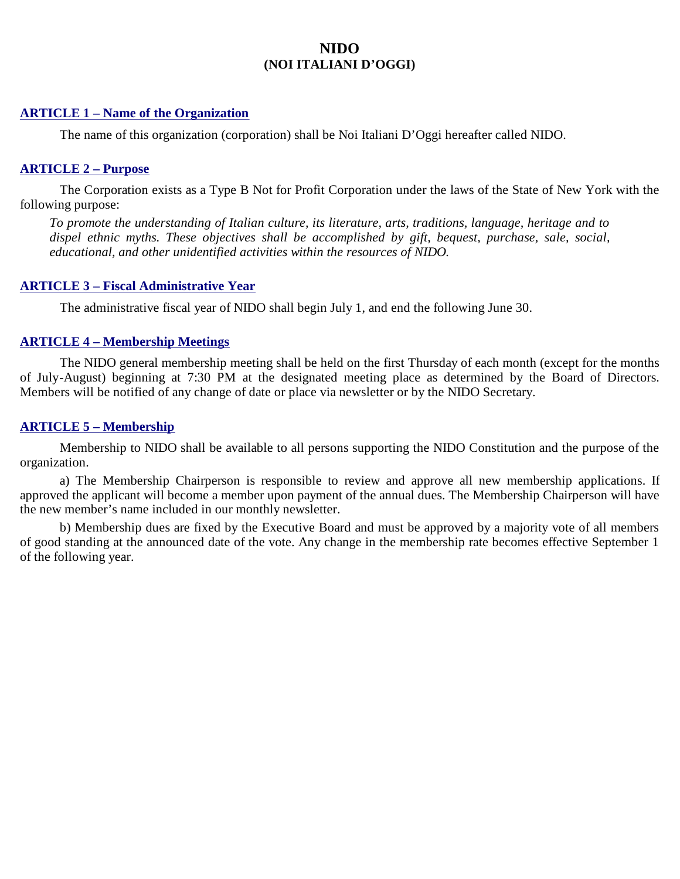# NIDO
## (NOI ITALIANI D'OGGI)

### ARTICLE 1 – Name of the Organization

The name of this organization (corporation) shall be Noi Italiani D'Oggi hereafter called NIDO.

### ARTICLE 2 – Purpose

The Corporation exists as a Type B Not for Profit Corporation under the laws of the State of New York with the following purpose:

*To promote the understanding of Italian culture, its literature, arts, traditions, language, heritage and to dispel ethnic myths. These objectives shall be accomplished by gift, bequest, purchase, sale, social, educational, and other unidentified activities within the resources of NIDO.*

### ARTICLE 3 – Fiscal Administrative Year

The administrative fiscal year of NIDO shall begin July 1, and end the following June 30.

### ARTICLE 4 – Membership Meetings

The NIDO general membership meeting shall be held on the first Thursday of each month (except for the months of July-August) beginning at 7:30 PM at the designated meeting place as determined by the Board of Directors. Members will be notified of any change of date or place via newsletter or by the NIDO Secretary.

### ARTICLE 5 – Membership

Membership to NIDO shall be available to all persons supporting the NIDO Constitution and the purpose of the organization.

a) The Membership Chairperson is responsible to review and approve all new membership applications. If approved the applicant will become a member upon payment of the annual dues. The Membership Chairperson will have the new member's name included in our monthly newsletter.

b) Membership dues are fixed by the Executive Board and must be approved by a majority vote of all members of good standing at the announced date of the vote. Any change in the membership rate becomes effective September 1 of the following year.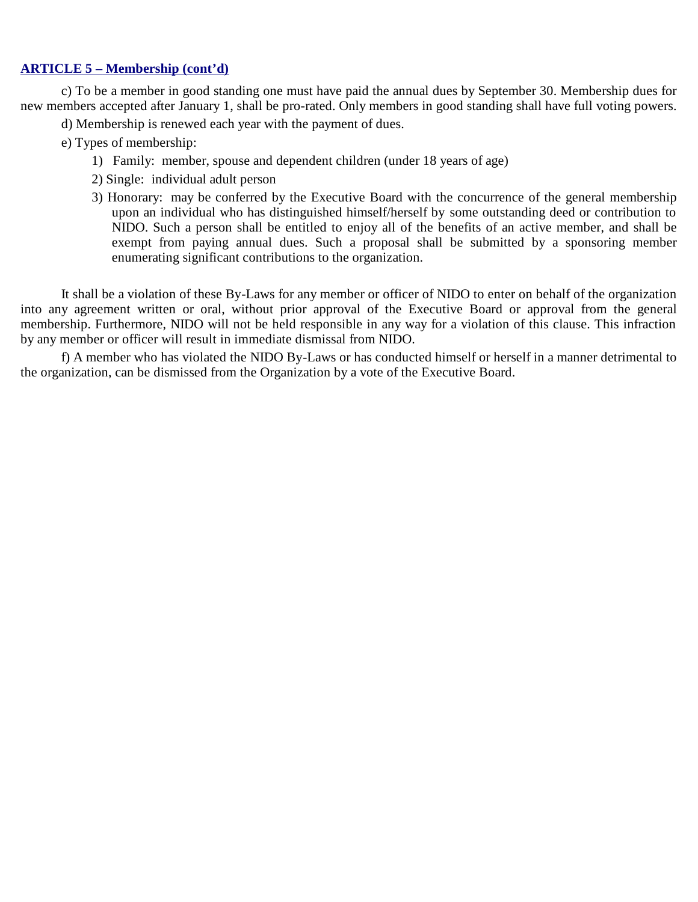## **ARTICLE 5 – Membership (cont'd)**

c) To be a member in good standing one must have paid the annual dues by September 30. Membership dues for new members accepted after January 1, shall be pro-rated. Only members in good standing shall have full voting powers.

d) Membership is renewed each year with the payment of dues.

e) Types of membership:

1) Family: member, spouse and dependent children (under 18 years of age)
2) Single: individual adult person
3) Honorary: may be conferred by the Executive Board with the concurrence of the general membership upon an individual who has distinguished himself/herself by some outstanding deed or contribution to NIDO. Such a person shall be entitled to enjoy all of the benefits of an active member, and shall be exempt from paying annual dues. Such a proposal shall be submitted by a sponsoring member enumerating significant contributions to the organization.

It shall be a violation of these By-Laws for any member or officer of NIDO to enter on behalf of the organization into any agreement written or oral, without prior approval of the Executive Board or approval from the general membership. Furthermore, NIDO will not be held responsible in any way for a violation of this clause. This infraction by any member or officer will result in immediate dismissal from NIDO.

f) A member who has violated the NIDO By-Laws or has conducted himself or herself in a manner detrimental to the organization, can be dismissed from the Organization by a vote of the Executive Board.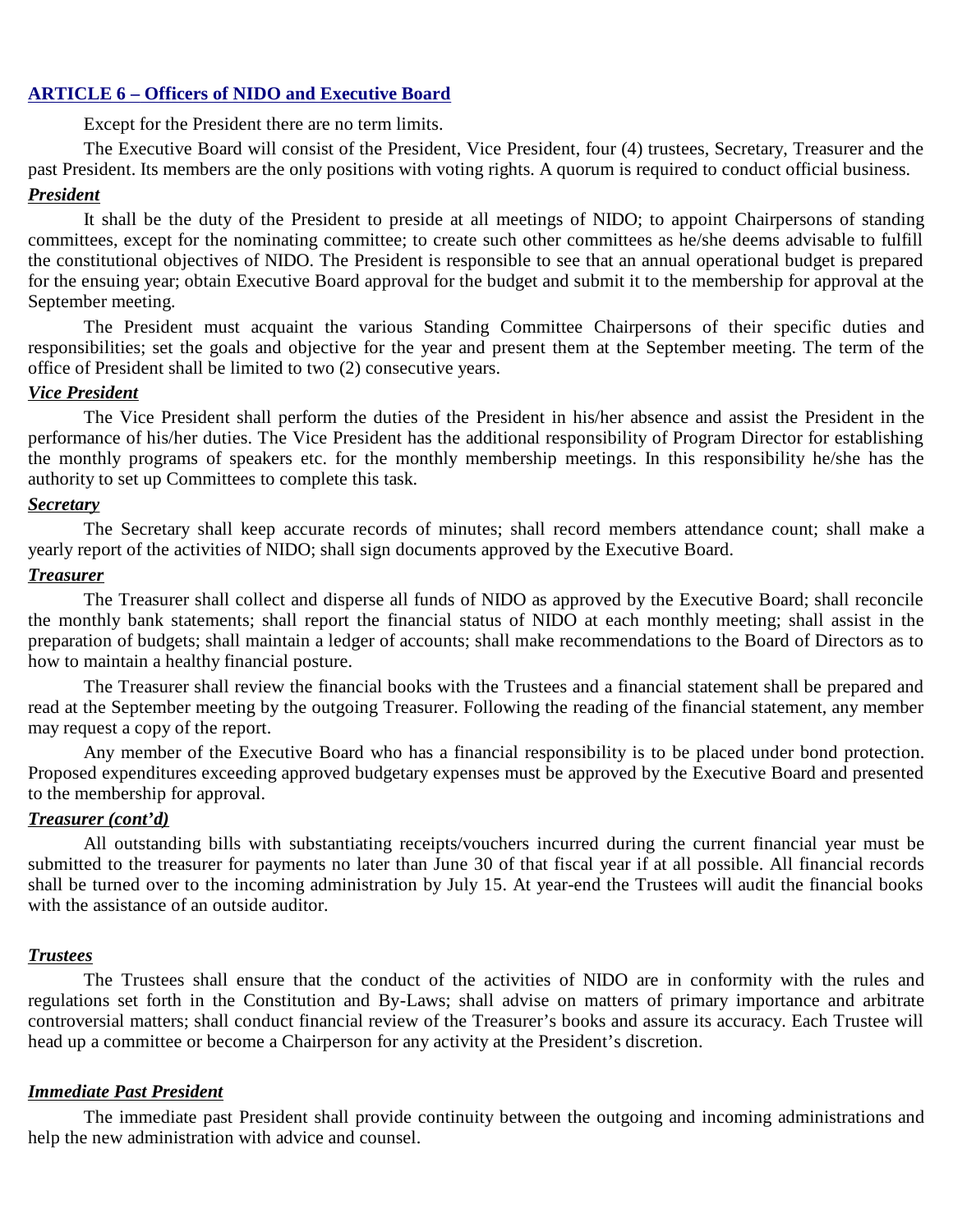## ARTICLE 6 – Officers of NIDO and Executive Board

Except for the President there are no term limits.

The Executive Board will consist of the President, Vice President, four (4) trustees, Secretary, Treasurer and the past President. Its members are the only positions with voting rights. A quorum is required to conduct official business.

### *President*

It shall be the duty of the President to preside at all meetings of NIDO; to appoint Chairpersons of standing committees, except for the nominating committee; to create such other committees as he/she deems advisable to fulfill the constitutional objectives of NIDO. The President is responsible to see that an annual operational budget is prepared for the ensuing year; obtain Executive Board approval for the budget and submit it to the membership for approval at the September meeting.

The President must acquaint the various Standing Committee Chairpersons of their specific duties and responsibilities; set the goals and objective for the year and present them at the September meeting. The term of the office of President shall be limited to two (2) consecutive years.

### *Vice President*

The Vice President shall perform the duties of the President in his/her absence and assist the President in the performance of his/her duties. The Vice President has the additional responsibility of Program Director for establishing the monthly programs of speakers etc. for the monthly membership meetings. In this responsibility he/she has the authority to set up Committees to complete this task.

### *Secretary*

The Secretary shall keep accurate records of minutes; shall record members attendance count; shall make a yearly report of the activities of NIDO; shall sign documents approved by the Executive Board.

### *Treasurer*

The Treasurer shall collect and disperse all funds of NIDO as approved by the Executive Board; shall reconcile the monthly bank statements; shall report the financial status of NIDO at each monthly meeting; shall assist in the preparation of budgets; shall maintain a ledger of accounts; shall make recommendations to the Board of Directors as to how to maintain a healthy financial posture.

The Treasurer shall review the financial books with the Trustees and a financial statement shall be prepared and read at the September meeting by the outgoing Treasurer. Following the reading of the financial statement, any member may request a copy of the report.

Any member of the Executive Board who has a financial responsibility is to be placed under bond protection. Proposed expenditures exceeding approved budgetary expenses must be approved by the Executive Board and presented to the membership for approval.

### *Treasurer (cont'd)*

All outstanding bills with substantiating receipts/vouchers incurred during the current financial year must be submitted to the treasurer for payments no later than June 30 of that fiscal year if at all possible. All financial records shall be turned over to the incoming administration by July 15. At year-end the Trustees will audit the financial books with the assistance of an outside auditor.

### *Trustees*

The Trustees shall ensure that the conduct of the activities of NIDO are in conformity with the rules and regulations set forth in the Constitution and By-Laws; shall advise on matters of primary importance and arbitrate controversial matters; shall conduct financial review of the Treasurer's books and assure its accuracy. Each Trustee will head up a committee or become a Chairperson for any activity at the President's discretion.

### *Immediate Past President*

The immediate past President shall provide continuity between the outgoing and incoming administrations and help the new administration with advice and counsel.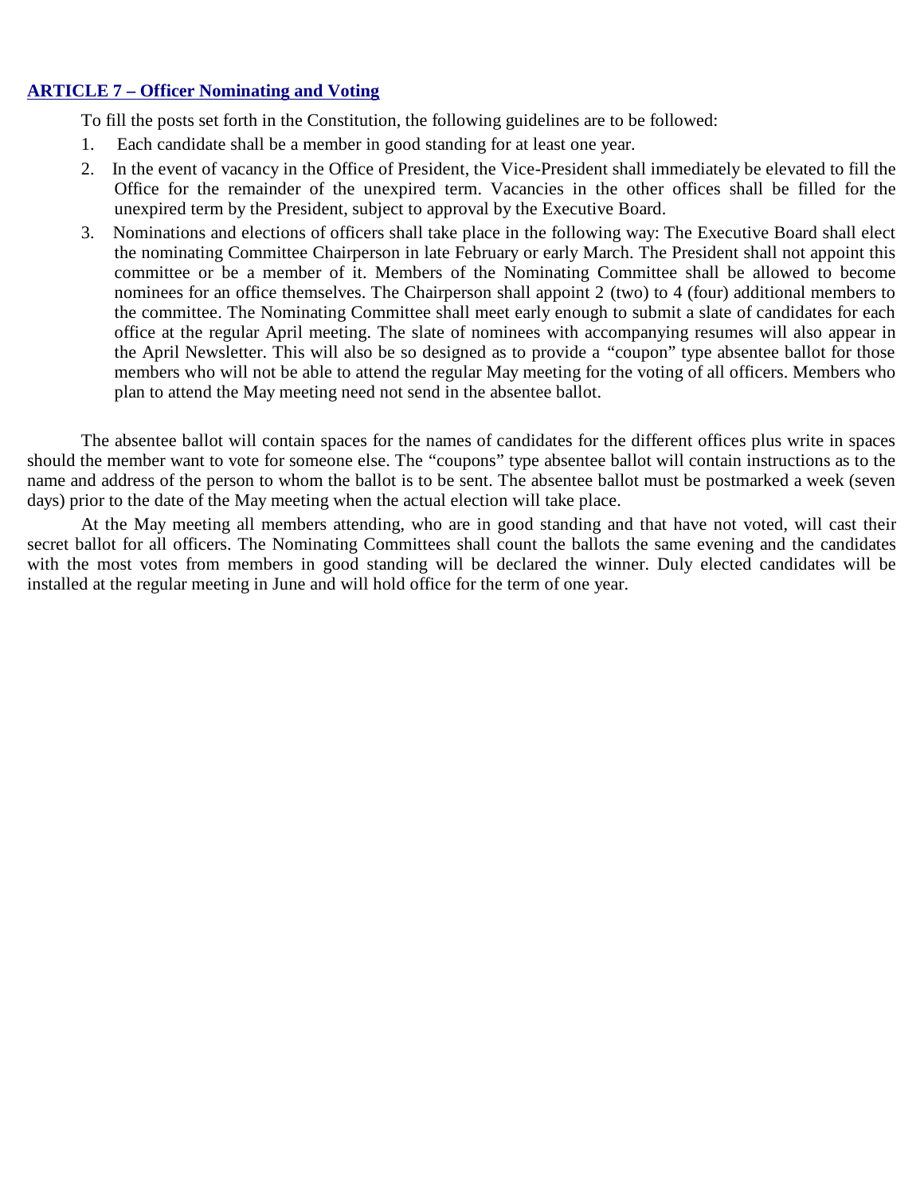## ARTICLE 7 – Officer Nominating and Voting

To fill the posts set forth in the Constitution, the following guidelines are to be followed:

1. Each candidate shall be a member in good standing for at least one year.
2. In the event of vacancy in the Office of President, the Vice-President shall immediately be elevated to fill the Office for the remainder of the unexpired term. Vacancies in the other offices shall be filled for the unexpired term by the President, subject to approval by the Executive Board.
3. Nominations and elections of officers shall take place in the following way: The Executive Board shall elect the nominating Committee Chairperson in late February or early March. The President shall not appoint this committee or be a member of it. Members of the Nominating Committee shall be allowed to become nominees for an office themselves. The Chairperson shall appoint 2 (two) to 4 (four) additional members to the committee. The Nominating Committee shall meet early enough to submit a slate of candidates for each office at the regular April meeting. The slate of nominees with accompanying resumes will also appear in the April Newsletter. This will also be so designed as to provide a "coupon" type absentee ballot for those members who will not be able to attend the regular May meeting for the voting of all officers. Members who plan to attend the May meeting need not send in the absentee ballot.

The absentee ballot will contain spaces for the names of candidates for the different offices plus write in spaces should the member want to vote for someone else. The "coupons" type absentee ballot will contain instructions as to the name and address of the person to whom the ballot is to be sent. The absentee ballot must be postmarked a week (seven days) prior to the date of the May meeting when the actual election will take place.

At the May meeting all members attending, who are in good standing and that have not voted, will cast their secret ballot for all officers. The Nominating Committees shall count the ballots the same evening and the candidates with the most votes from members in good standing will be declared the winner. Duly elected candidates will be installed at the regular meeting in June and will hold office for the term of one year.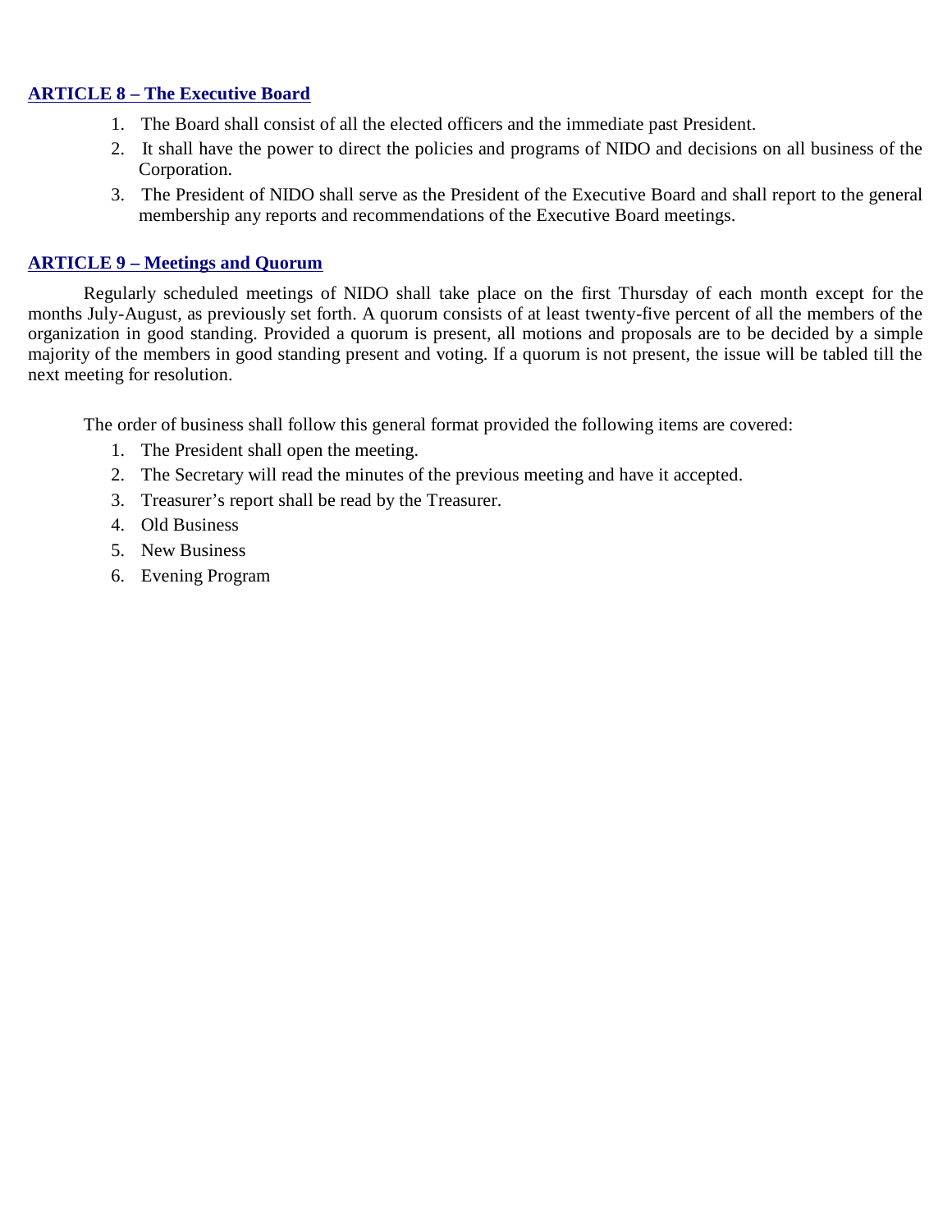## ARTICLE 8 – The Executive Board

1. The Board shall consist of all the elected officers and the immediate past President.
2. It shall have the power to direct the policies and programs of NIDO and decisions on all business of the Corporation.
3. The President of NIDO shall serve as the President of the Executive Board and shall report to the general membership any reports and recommendations of the Executive Board meetings.

## ARTICLE 9 – Meetings and Quorum

Regularly scheduled meetings of NIDO shall take place on the first Thursday of each month except for the months July-August, as previously set forth. A quorum consists of at least twenty-five percent of all the members of the organization in good standing. Provided a quorum is present, all motions and proposals are to be decided by a simple majority of the members in good standing present and voting. If a quorum is not present, the issue will be tabled till the next meeting for resolution.

The order of business shall follow this general format provided the following items are covered:

1. The President shall open the meeting.
2. The Secretary will read the minutes of the previous meeting and have it accepted.
3. Treasurer's report shall be read by the Treasurer.
4. Old Business
5. New Business
6. Evening Program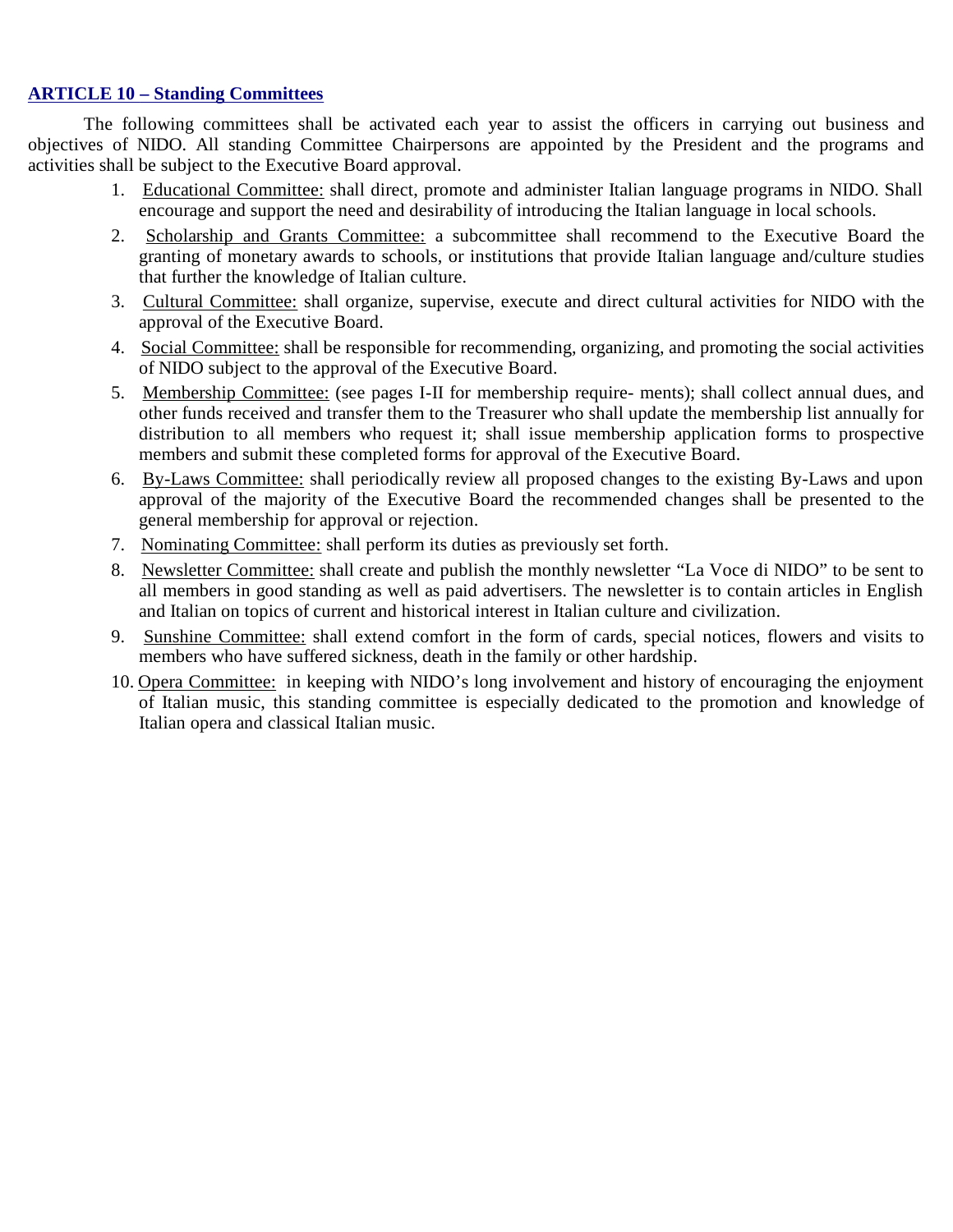## ARTICLE 10 – Standing Committees

The following committees shall be activated each year to assist the officers in carrying out business and objectives of NIDO. All standing Committee Chairpersons are appointed by the President and the programs and activities shall be subject to the Executive Board approval.

1. Educational Committee: shall direct, promote and administer Italian language programs in NIDO. Shall encourage and support the need and desirability of introducing the Italian language in local schools.
2. Scholarship and Grants Committee: a subcommittee shall recommend to the Executive Board the granting of monetary awards to schools, or institutions that provide Italian language and/culture studies that further the knowledge of Italian culture.
3. Cultural Committee: shall organize, supervise, execute and direct cultural activities for NIDO with the approval of the Executive Board.
4. Social Committee: shall be responsible for recommending, organizing, and promoting the social activities of NIDO subject to the approval of the Executive Board.
5. Membership Committee: (see pages I-II for membership require- ments); shall collect annual dues, and other funds received and transfer them to the Treasurer who shall update the membership list annually for distribution to all members who request it; shall issue membership application forms to prospective members and submit these completed forms for approval of the Executive Board.
6. By-Laws Committee: shall periodically review all proposed changes to the existing By-Laws and upon approval of the majority of the Executive Board the recommended changes shall be presented to the general membership for approval or rejection.
7. Nominating Committee: shall perform its duties as previously set forth.
8. Newsletter Committee: shall create and publish the monthly newsletter "La Voce di NIDO" to be sent to all members in good standing as well as paid advertisers. The newsletter is to contain articles in English and Italian on topics of current and historical interest in Italian culture and civilization.
9. Sunshine Committee: shall extend comfort in the form of cards, special notices, flowers and visits to members who have suffered sickness, death in the family or other hardship.
10. Opera Committee: in keeping with NIDO's long involvement and history of encouraging the enjoyment of Italian music, this standing committee is especially dedicated to the promotion and knowledge of Italian opera and classical Italian music.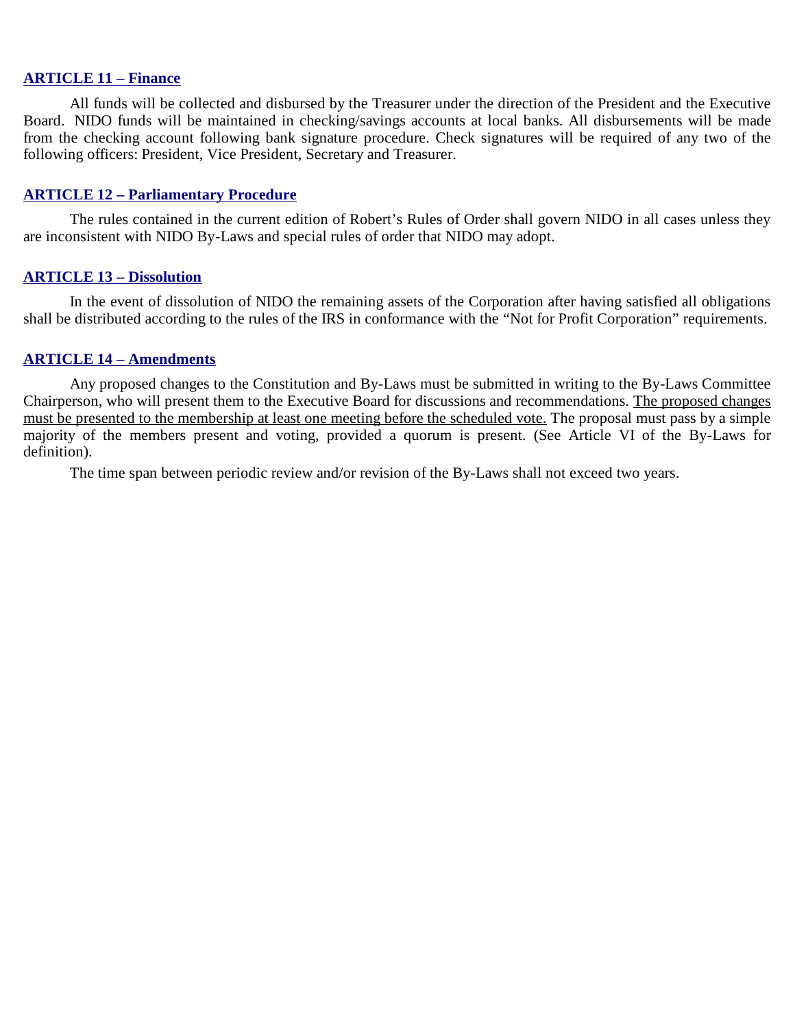## ARTICLE 11 – Finance

All funds will be collected and disbursed by the Treasurer under the direction of the President and the Executive Board. NIDO funds will be maintained in checking/savings accounts at local banks. All disbursements will be made from the checking account following bank signature procedure. Check signatures will be required of any two of the following officers: President, Vice President, Secretary and Treasurer.

## ARTICLE 12 – Parliamentary Procedure

The rules contained in the current edition of Robert's Rules of Order shall govern NIDO in all cases unless they are inconsistent with NIDO By-Laws and special rules of order that NIDO may adopt.

## ARTICLE 13 – Dissolution

In the event of dissolution of NIDO the remaining assets of the Corporation after having satisfied all obligations shall be distributed according to the rules of the IRS in conformance with the "Not for Profit Corporation" requirements.

## ARTICLE 14 – Amendments

Any proposed changes to the Constitution and By-Laws must be submitted in writing to the By-Laws Committee Chairperson, who will present them to the Executive Board for discussions and recommendations. <u>The proposed changes must be presented to the membership at least one meeting before the scheduled vote.</u> The proposal must pass by a simple majority of the members present and voting, provided a quorum is present. (See Article VI of the By-Laws for definition).

The time span between periodic review and/or revision of the By-Laws shall not exceed two years.